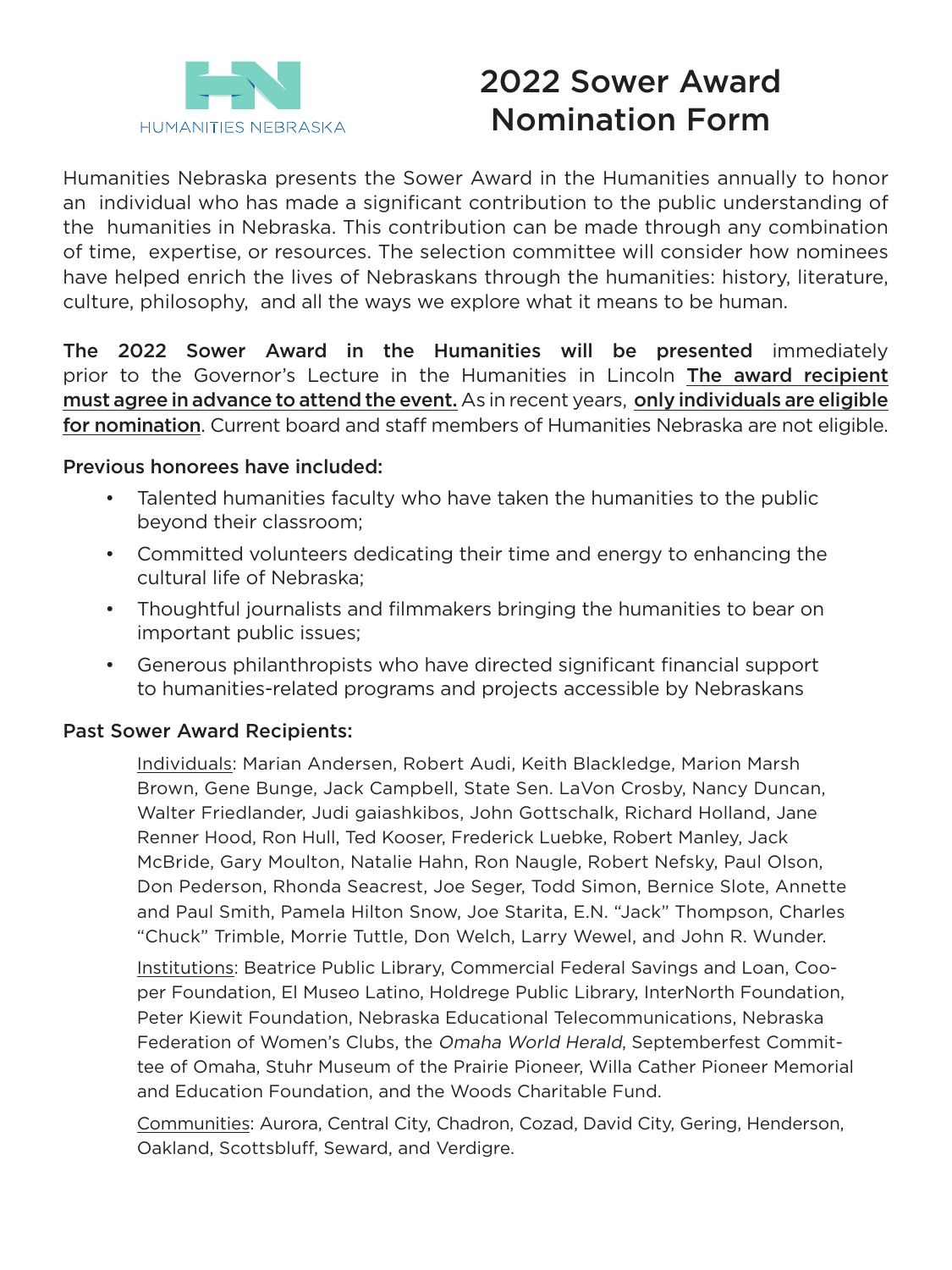HUMANITIES NEBRASKA

# 2022 Sower Award Nomination Form

Humanities Nebraska presents the Sower Award in the Humanities annually to honor an individual who has made a significant contribution to the public understanding of the humanities in Nebraska. This contribution can be made through any combination of time, expertise, or resources. The selection committee will consider how nominees have helped enrich the lives of Nebraskans through the humanities: history, literature, culture, philosophy, and all the ways we explore what it means to be human.

**The 2022 Sower Award in the Humanities will be presented** immediately prior to the Governor's Lecture in the Humanities in Lincoln **The award recipient must agree in advance to attend the event.** As in recent years, **only individuals are eligible for nomination**. Current board and staff members of Humanities Nebraska are not eligible.

**Previous honorees have included:**

- Talented humanities faculty who have taken the humanities to the public beyond their classroom;
- Committed volunteers dedicating their time and energy to enhancing the cultural life of Nebraska;
- Thoughtful journalists and filmmakers bringing the humanities to bear on important public issues;
- Generous philanthropists who have directed significant financial support to humanities-related programs and projects accessible by Nebraskans

**Past Sower Award Recipients:**

Individuals: Marian Andersen, Robert Audi, Keith Blackledge, Marion Marsh Brown, Gene Bunge, Jack Campbell, State Sen. LaVon Crosby, Nancy Duncan, Walter Friedlander, Judi gaiashkibos, John Gottschalk, Richard Holland, Jane Renner Hood, Ron Hull, Ted Kooser, Frederick Luebke, Robert Manley, Jack McBride, Gary Moulton, Natalie Hahn, Ron Naugle, Robert Nefsky, Paul Olson, Don Pederson, Rhonda Seacrest, Joe Seger, Todd Simon, Bernice Slote, Annette and Paul Smith, Pamela Hilton Snow, Joe Starita, E.N. "Jack" Thompson, Charles "Chuck" Trimble, Morrie Tuttle, Don Welch, Larry Wewel, and John R. Wunder.

Institutions: Beatrice Public Library, Commercial Federal Savings and Loan, Cooper Foundation, El Museo Latino, Holdrege Public Library, InterNorth Foundation, Peter Kiewit Foundation, Nebraska Educational Telecommunications, Nebraska Federation of Women's Clubs, the *Omaha World Herald*, Septemberfest Committee of Omaha, Stuhr Museum of the Prairie Pioneer, Willa Cather Pioneer Memorial and Education Foundation, and the Woods Charitable Fund.

Communities: Aurora, Central City, Chadron, Cozad, David City, Gering, Henderson, Oakland, Scottsbluff, Seward, and Verdigre.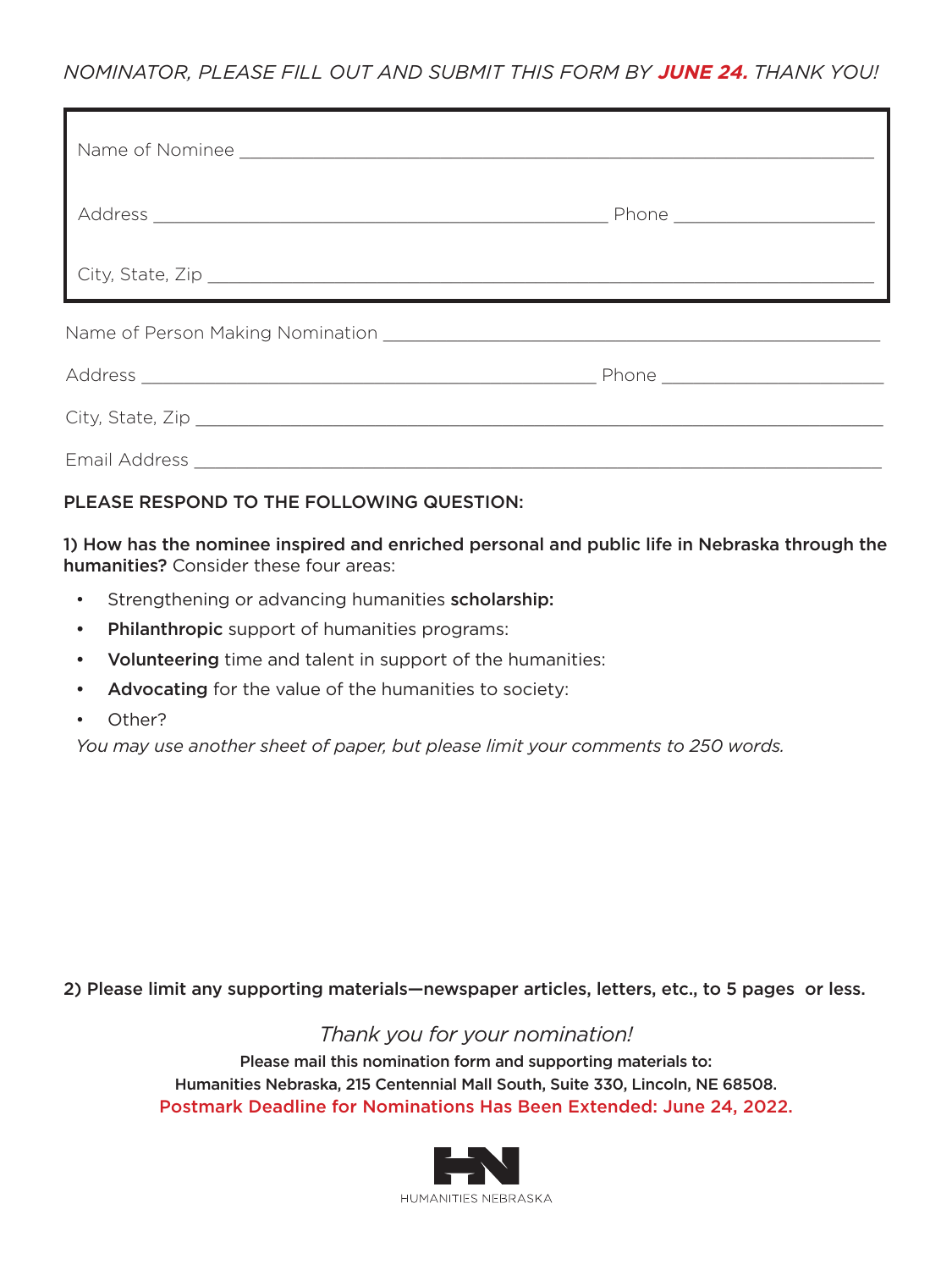*NOMINATOR, PLEASE FILL OUT AND SUBMIT THIS FORM BY **JUNE 24.** THANK YOU!*

Name of Nominee ____________________________________________

Address ____________________________________ Phone ________________

City, State, Zip ____________________________________________

Name of Person Making Nomination ____________________________________

Address ____________________________________ Phone ________________

City, State, Zip ____________________________________________

Email Address ____________________________________________

**PLEASE RESPOND TO THE FOLLOWING QUESTION:**

**1) How has the nominee inspired and enriched personal and public life in Nebraska through the humanities?** Consider these four areas:

- Strengthening or advancing humanities **scholarship:**
- **Philanthropic** support of humanities programs:
- **Volunteering** time and talent in support of the humanities:
- **Advocating** for the value of the humanities to society:
- Other?

*You may use another sheet of paper, but please limit your comments to 250 words.*

**2) Please limit any supporting materials—newspaper articles, letters, etc., to 5 pages or less.**

*Thank you for your nomination!*

**Please mail this nomination form and supporting materials to:**
**Humanities Nebraska, 215 Centennial Mall South, Suite 330, Lincoln, NE 68508.**
**Postmark Deadline for Nominations Has Been Extended: June 24, 2022.**

HUMANITIES NEBRASKA